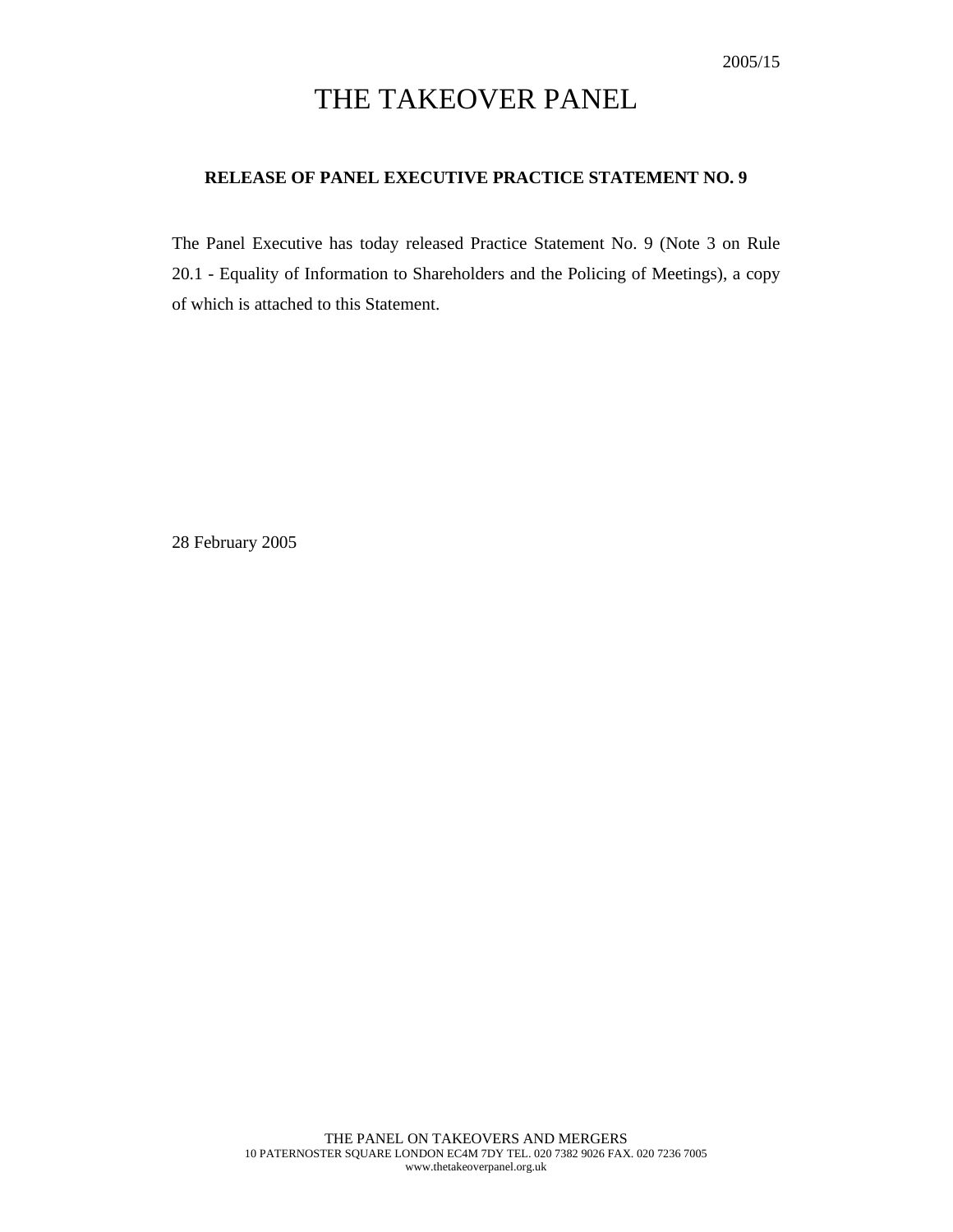2005/15

# THE TAKEOVER PANEL

## RELEASE OF PANEL EXECUTIVE PRACTICE STATEMENT NO. 9

The Panel Executive has today released Practice Statement No. 9 (Note 3 on Rule 20.1 - Equality of Information to Shareholders and the Policing of Meetings), a copy of which is attached to this Statement.

28 February 2005

THE PANEL ON TAKEOVERS AND MERGERS
10 PATERNOSTER SQUARE LONDON EC4M 7DY TEL. 020 7382 9026 FAX. 020 7236 7005
www.thetakeoverpanel.org.uk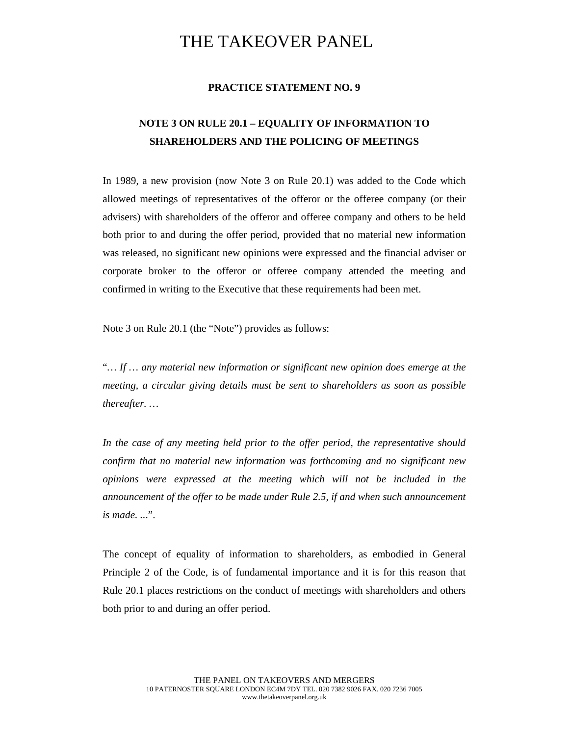# THE TAKEOVER PANEL

**PRACTICE STATEMENT NO. 9**

## NOTE 3 ON RULE 20.1 – EQUALITY OF INFORMATION TO SHAREHOLDERS AND THE POLICING OF MEETINGS

In 1989, a new provision (now Note 3 on Rule 20.1) was added to the Code which allowed meetings of representatives of the offeror or the offeree company (or their advisers) with shareholders of the offeror and offeree company and others to be held both prior to and during the offer period, provided that no material new information was released, no significant new opinions were expressed and the financial adviser or corporate broker to the offeror or offeree company attended the meeting and confirmed in writing to the Executive that these requirements had been met.

Note 3 on Rule 20.1 (the "Note") provides as follows:

"*… If … any material new information or significant new opinion does emerge at the meeting, a circular giving details must be sent to shareholders as soon as possible thereafter. …*

*In the case of any meeting held prior to the offer period, the representative should confirm that no material new information was forthcoming and no significant new opinions were expressed at the meeting which will not be included in the announcement of the offer to be made under Rule 2.5, if and when such announcement is made. ...*".

The concept of equality of information to shareholders, as embodied in General Principle 2 of the Code, is of fundamental importance and it is for this reason that Rule 20.1 places restrictions on the conduct of meetings with shareholders and others both prior to and during an offer period.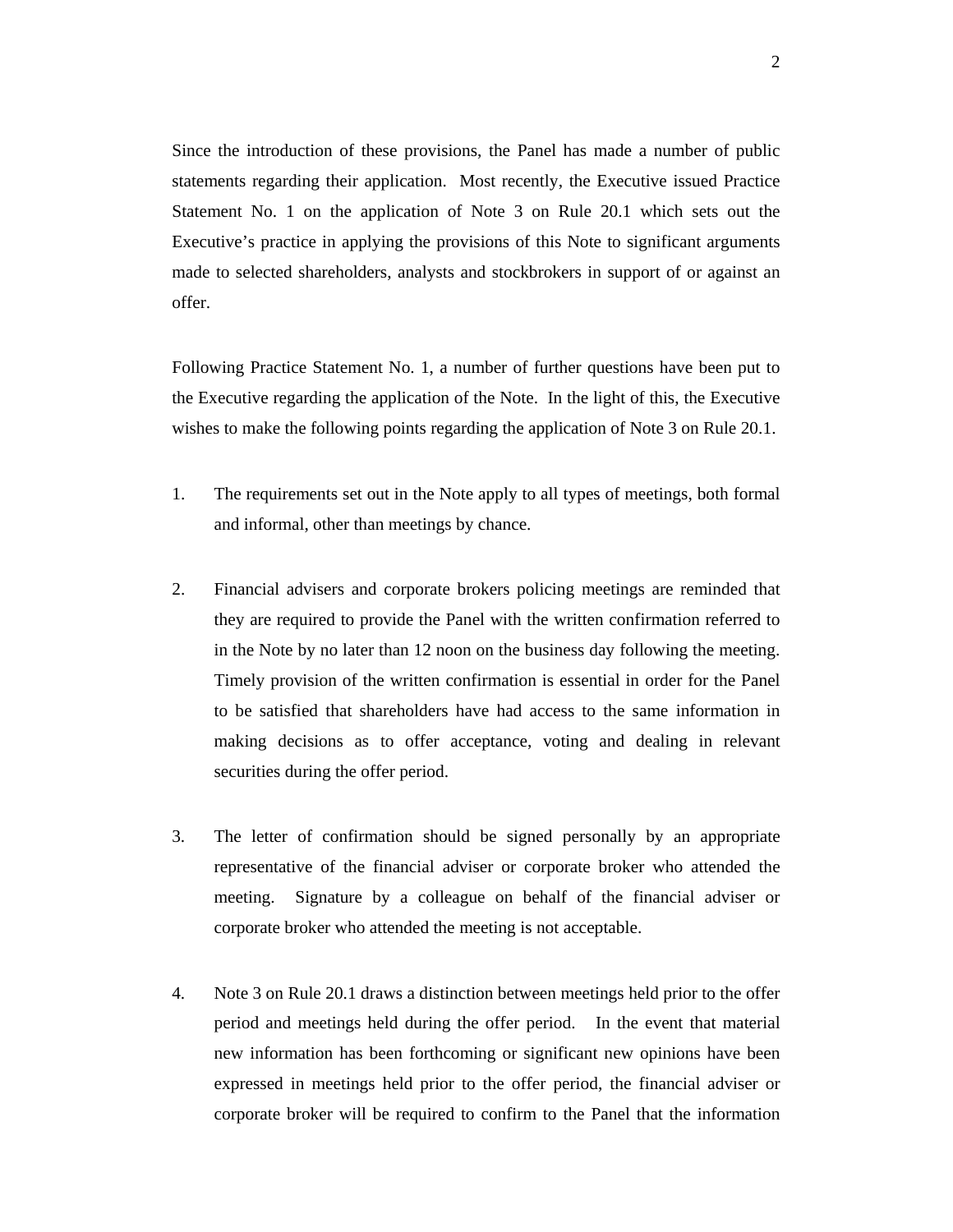Since the introduction of these provisions, the Panel has made a number of public statements regarding their application. Most recently, the Executive issued Practice Statement No. 1 on the application of Note 3 on Rule 20.1 which sets out the Executive's practice in applying the provisions of this Note to significant arguments made to selected shareholders, analysts and stockbrokers in support of or against an offer.

Following Practice Statement No. 1, a number of further questions have been put to the Executive regarding the application of the Note. In the light of this, the Executive wishes to make the following points regarding the application of Note 3 on Rule 20.1.

1. The requirements set out in the Note apply to all types of meetings, both formal and informal, other than meetings by chance.

2. Financial advisers and corporate brokers policing meetings are reminded that they are required to provide the Panel with the written confirmation referred to in the Note by no later than 12 noon on the business day following the meeting. Timely provision of the written confirmation is essential in order for the Panel to be satisfied that shareholders have had access to the same information in making decisions as to offer acceptance, voting and dealing in relevant securities during the offer period.

3. The letter of confirmation should be signed personally by an appropriate representative of the financial adviser or corporate broker who attended the meeting. Signature by a colleague on behalf of the financial adviser or corporate broker who attended the meeting is not acceptable.

4. Note 3 on Rule 20.1 draws a distinction between meetings held prior to the offer period and meetings held during the offer period. In the event that material new information has been forthcoming or significant new opinions have been expressed in meetings held prior to the offer period, the financial adviser or corporate broker will be required to confirm to the Panel that the information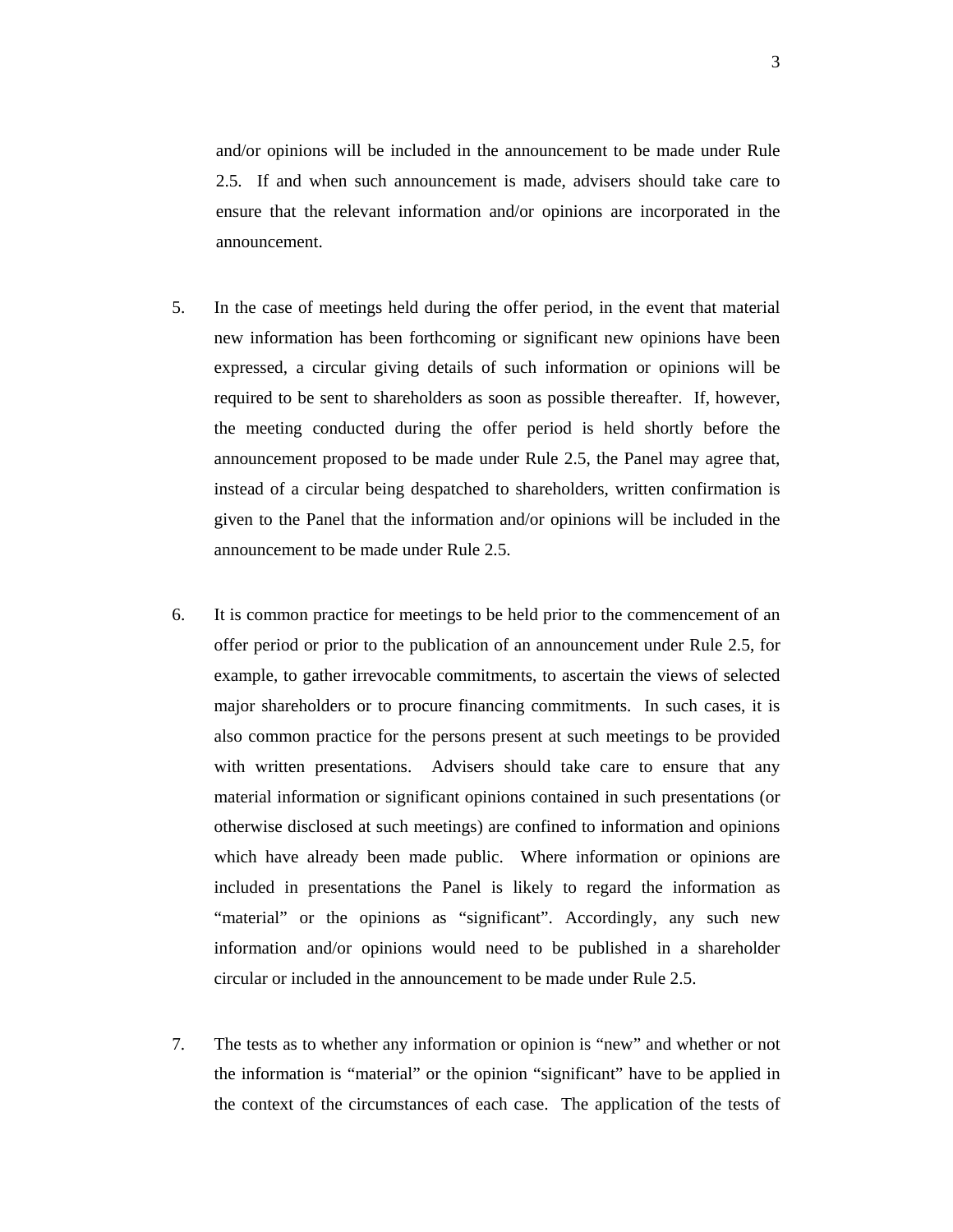and/or opinions will be included in the announcement to be made under Rule 2.5. If and when such announcement is made, advisers should take care to ensure that the relevant information and/or opinions are incorporated in the announcement.

5. In the case of meetings held during the offer period, in the event that material new information has been forthcoming or significant new opinions have been expressed, a circular giving details of such information or opinions will be required to be sent to shareholders as soon as possible thereafter. If, however, the meeting conducted during the offer period is held shortly before the announcement proposed to be made under Rule 2.5, the Panel may agree that, instead of a circular being despatched to shareholders, written confirmation is given to the Panel that the information and/or opinions will be included in the announcement to be made under Rule 2.5.

6. It is common practice for meetings to be held prior to the commencement of an offer period or prior to the publication of an announcement under Rule 2.5, for example, to gather irrevocable commitments, to ascertain the views of selected major shareholders or to procure financing commitments. In such cases, it is also common practice for the persons present at such meetings to be provided with written presentations. Advisers should take care to ensure that any material information or significant opinions contained in such presentations (or otherwise disclosed at such meetings) are confined to information and opinions which have already been made public. Where information or opinions are included in presentations the Panel is likely to regard the information as "material" or the opinions as "significant". Accordingly, any such new information and/or opinions would need to be published in a shareholder circular or included in the announcement to be made under Rule 2.5.

7. The tests as to whether any information or opinion is "new" and whether or not the information is "material" or the opinion "significant" have to be applied in the context of the circumstances of each case. The application of the tests of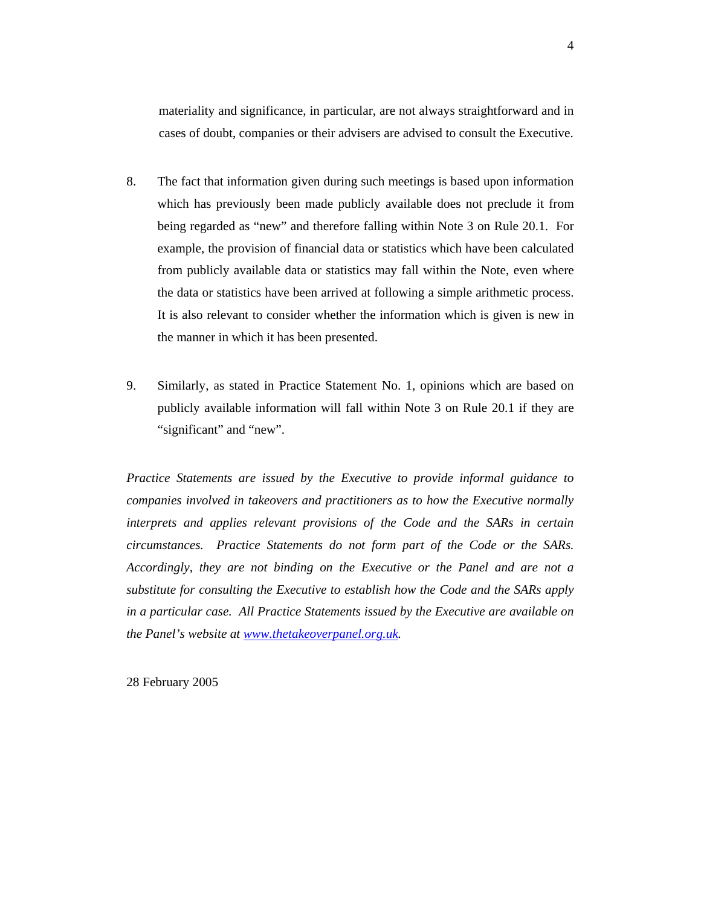materiality and significance, in particular, are not always straightforward and in cases of doubt, companies or their advisers are advised to consult the Executive.

8. The fact that information given during such meetings is based upon information which has previously been made publicly available does not preclude it from being regarded as "new" and therefore falling within Note 3 on Rule 20.1. For example, the provision of financial data or statistics which have been calculated from publicly available data or statistics may fall within the Note, even where the data or statistics have been arrived at following a simple arithmetic process. It is also relevant to consider whether the information which is given is new in the manner in which it has been presented.

9. Similarly, as stated in Practice Statement No. 1, opinions which are based on publicly available information will fall within Note 3 on Rule 20.1 if they are "significant" and "new".

*Practice Statements are issued by the Executive to provide informal guidance to companies involved in takeovers and practitioners as to how the Executive normally interprets and applies relevant provisions of the Code and the SARs in certain circumstances. Practice Statements do not form part of the Code or the SARs. Accordingly, they are not binding on the Executive or the Panel and are not a substitute for consulting the Executive to establish how the Code and the SARs apply in a particular case. All Practice Statements issued by the Executive are available on the Panel's website at [www.thetakeoverpanel.org.uk](http://www.thetakeoverpanel.org.uk).*

28 February 2005